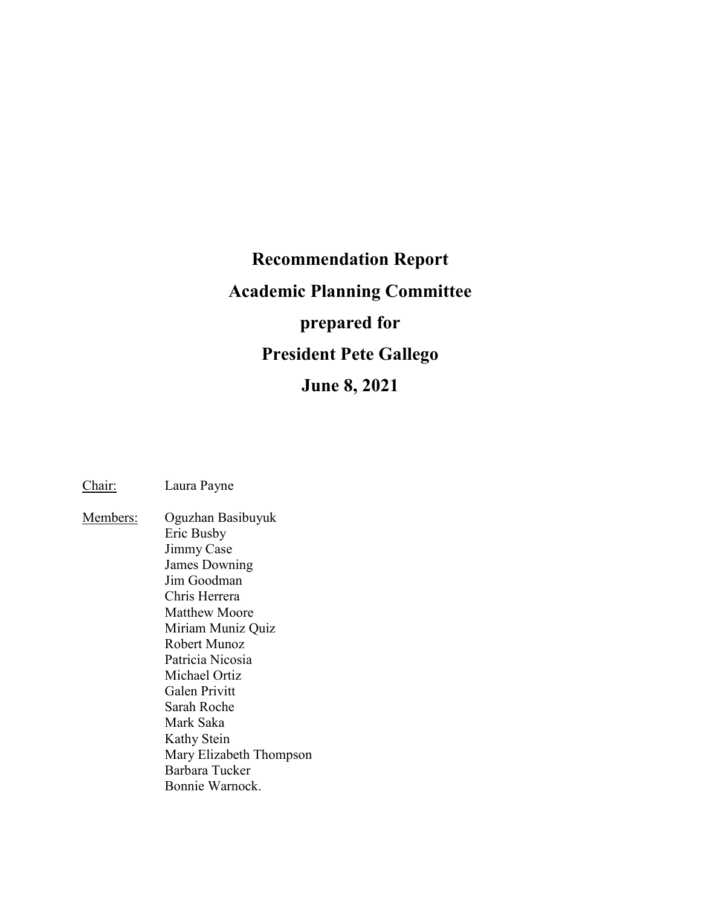# Recommendation Report

# Academic Planning Committee

# prepared for

# President Pete Gallego

# June 8, 2021

Chair: Laura Payne

Members: Oguzhan Basibuyuk
Eric Busby
Jimmy Case
James Downing
Jim Goodman
Chris Herrera
Matthew Moore
Miriam Muniz Quiz
Robert Munoz
Patricia Nicosia
Michael Ortiz
Galen Privitt
Sarah Roche
Mark Saka
Kathy Stein
Mary Elizabeth Thompson
Barbara Tucker
Bonnie Warnock.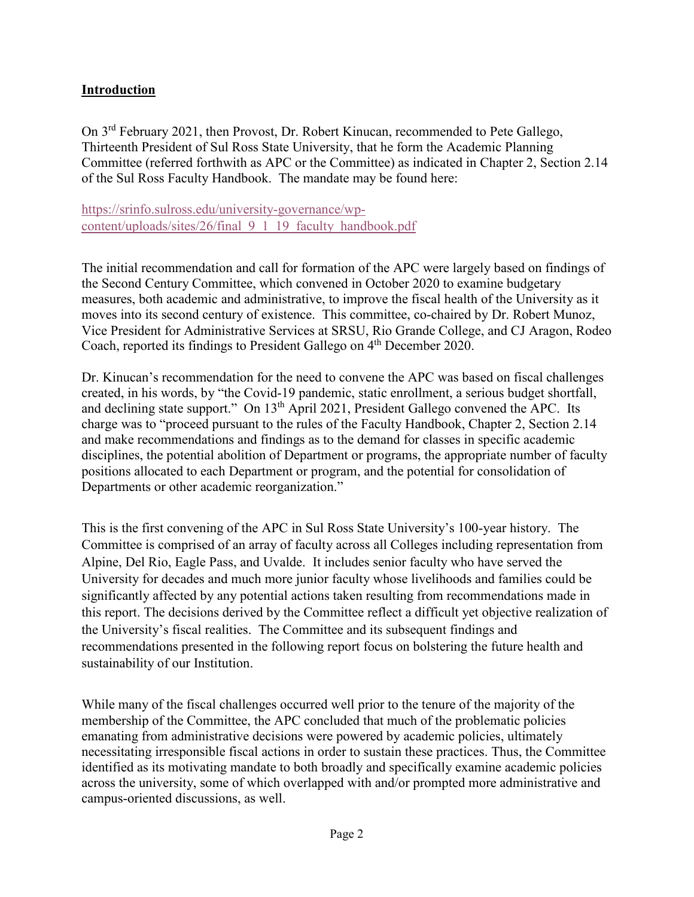## Introduction

On 3rd February 2021, then Provost, Dr. Robert Kinucan, recommended to Pete Gallego, Thirteenth President of Sul Ross State University, that he form the Academic Planning Committee (referred forthwith as APC or the Committee) as indicated in Chapter 2, Section 2.14 of the Sul Ross Faculty Handbook. The mandate may be found here:

https://srinfo.sulross.edu/university-governance/wp-content/uploads/sites/26/final_9_1_19_faculty_handbook.pdf

The initial recommendation and call for formation of the APC were largely based on findings of the Second Century Committee, which convened in October 2020 to examine budgetary measures, both academic and administrative, to improve the fiscal health of the University as it moves into its second century of existence. This committee, co-chaired by Dr. Robert Munoz, Vice President for Administrative Services at SRSU, Rio Grande College, and CJ Aragon, Rodeo Coach, reported its findings to President Gallego on 4th December 2020.

Dr. Kinucan's recommendation for the need to convene the APC was based on fiscal challenges created, in his words, by "the Covid-19 pandemic, static enrollment, a serious budget shortfall, and declining state support." On 13th April 2021, President Gallego convened the APC. Its charge was to "proceed pursuant to the rules of the Faculty Handbook, Chapter 2, Section 2.14 and make recommendations and findings as to the demand for classes in specific academic disciplines, the potential abolition of Department or programs, the appropriate number of faculty positions allocated to each Department or program, and the potential for consolidation of Departments or other academic reorganization."

This is the first convening of the APC in Sul Ross State University's 100-year history. The Committee is comprised of an array of faculty across all Colleges including representation from Alpine, Del Rio, Eagle Pass, and Uvalde. It includes senior faculty who have served the University for decades and much more junior faculty whose livelihoods and families could be significantly affected by any potential actions taken resulting from recommendations made in this report. The decisions derived by the Committee reflect a difficult yet objective realization of the University's fiscal realities. The Committee and its subsequent findings and recommendations presented in the following report focus on bolstering the future health and sustainability of our Institution.

While many of the fiscal challenges occurred well prior to the tenure of the majority of the membership of the Committee, the APC concluded that much of the problematic policies emanating from administrative decisions were powered by academic policies, ultimately necessitating irresponsible fiscal actions in order to sustain these practices. Thus, the Committee identified as its motivating mandate to both broadly and specifically examine academic policies across the university, some of which overlapped with and/or prompted more administrative and campus-oriented discussions, as well.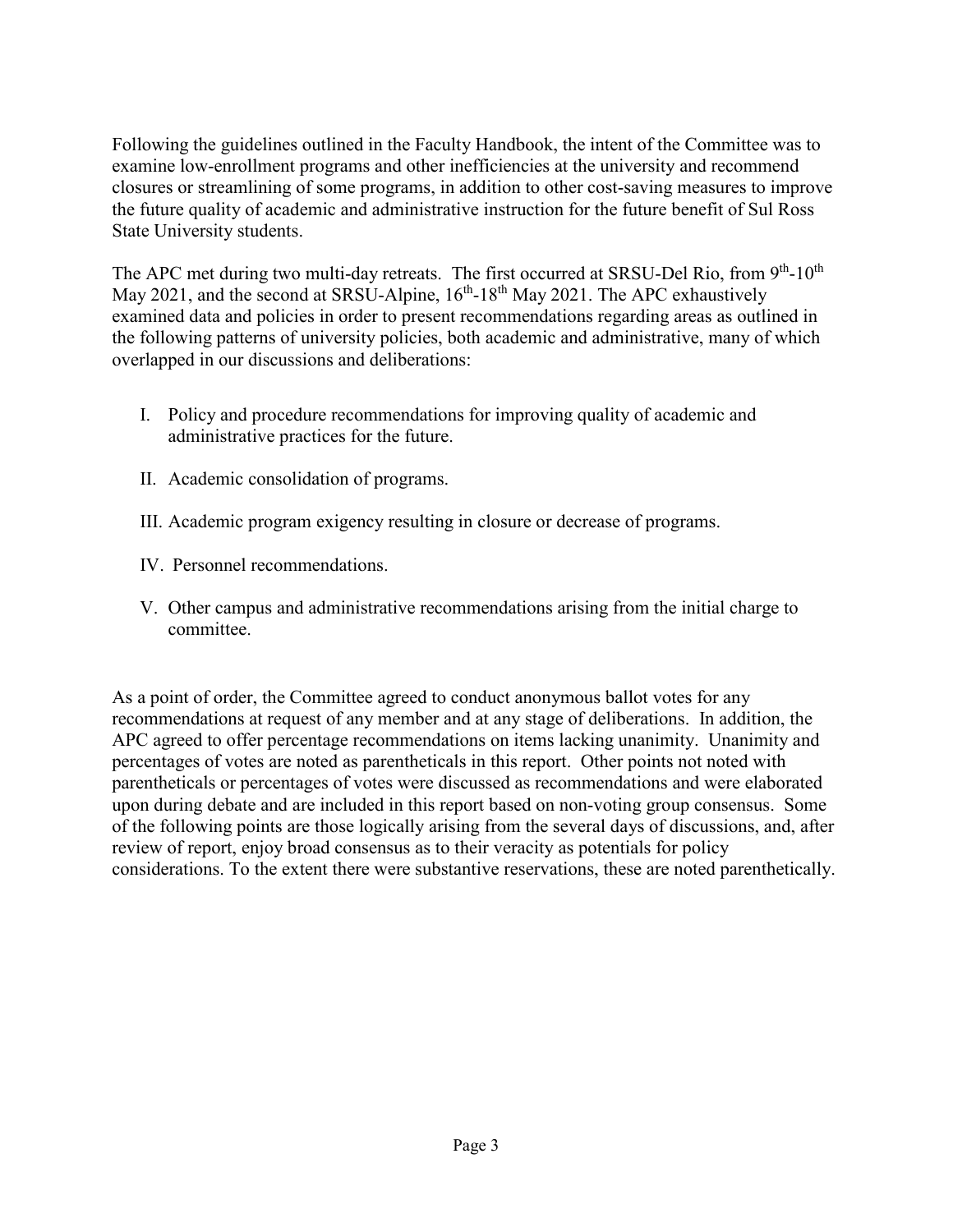Following the guidelines outlined in the Faculty Handbook, the intent of the Committee was to examine low-enrollment programs and other inefficiencies at the university and recommend closures or streamlining of some programs, in addition to other cost-saving measures to improve the future quality of academic and administrative instruction for the future benefit of Sul Ross State University students.

The APC met during two multi-day retreats. The first occurred at SRSU-Del Rio, from 9th-10th May 2021, and the second at SRSU-Alpine, 16th-18th May 2021. The APC exhaustively examined data and policies in order to present recommendations regarding areas as outlined in the following patterns of university policies, both academic and administrative, many of which overlapped in our discussions and deliberations:

I. Policy and procedure recommendations for improving quality of academic and administrative practices for the future.

II. Academic consolidation of programs.

III. Academic program exigency resulting in closure or decrease of programs.

IV. Personnel recommendations.

V. Other campus and administrative recommendations arising from the initial charge to committee.

As a point of order, the Committee agreed to conduct anonymous ballot votes for any recommendations at request of any member and at any stage of deliberations. In addition, the APC agreed to offer percentage recommendations on items lacking unanimity. Unanimity and percentages of votes are noted as parentheticals in this report. Other points not noted with parentheticals or percentages of votes were discussed as recommendations and were elaborated upon during debate and are included in this report based on non-voting group consensus. Some of the following points are those logically arising from the several days of discussions, and, after review of report, enjoy broad consensus as to their veracity as potentials for policy considerations. To the extent there were substantive reservations, these are noted parenthetically.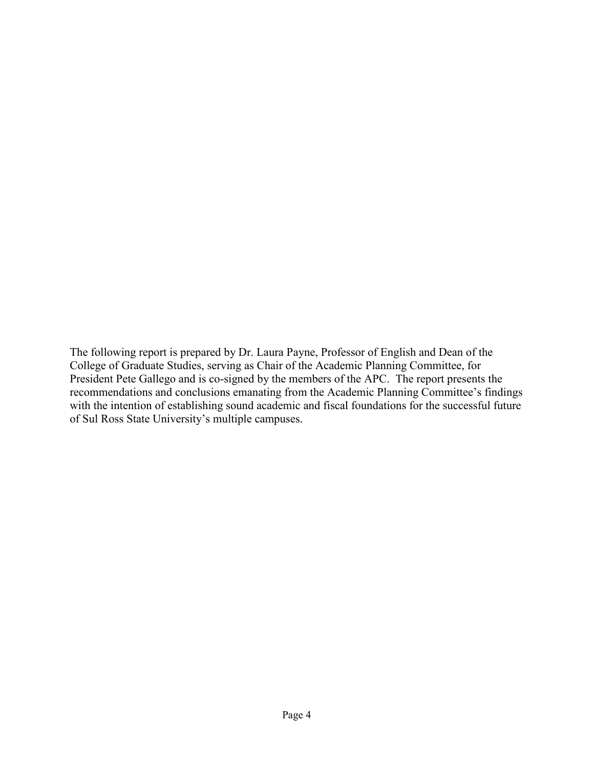The following report is prepared by Dr. Laura Payne, Professor of English and Dean of the College of Graduate Studies, serving as Chair of the Academic Planning Committee, for President Pete Gallego and is co-signed by the members of the APC. The report presents the recommendations and conclusions emanating from the Academic Planning Committee's findings with the intention of establishing sound academic and fiscal foundations for the successful future of Sul Ross State University's multiple campuses.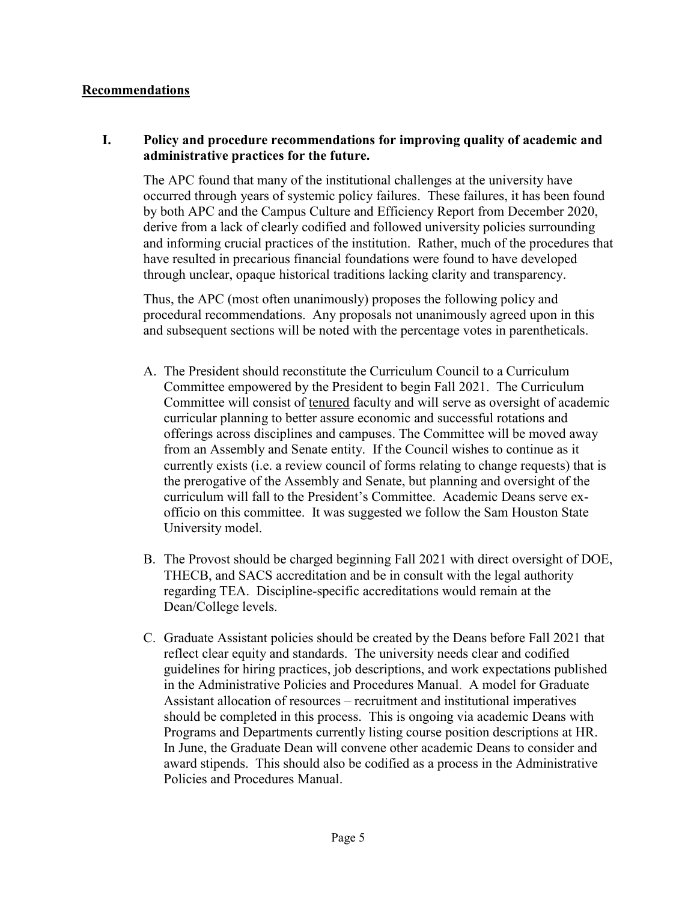## <u>Recommendations</u>

### I. Policy and procedure recommendations for improving quality of academic and administrative practices for the future.

The APC found that many of the institutional challenges at the university have occurred through years of systemic policy failures. These failures, it has been found by both APC and the Campus Culture and Efficiency Report from December 2020, derive from a lack of clearly codified and followed university policies surrounding and informing crucial practices of the institution. Rather, much of the procedures that have resulted in precarious financial foundations were found to have developed through unclear, opaque historical traditions lacking clarity and transparency.

Thus, the APC (most often unanimously) proposes the following policy and procedural recommendations. Any proposals not unanimously agreed upon in this and subsequent sections will be noted with the percentage votes in parentheticals.

A. The President should reconstitute the Curriculum Council to a Curriculum Committee empowered by the President to begin Fall 2021. The Curriculum Committee will consist of <u>tenured</u> faculty and will serve as oversight of academic curricular planning to better assure economic and successful rotations and offerings across disciplines and campuses. The Committee will be moved away from an Assembly and Senate entity. If the Council wishes to continue as it currently exists (i.e. a review council of forms relating to change requests) that is the prerogative of the Assembly and Senate, but planning and oversight of the curriculum will fall to the President's Committee. Academic Deans serve ex-officio on this committee. It was suggested we follow the Sam Houston State University model.

B. The Provost should be charged beginning Fall 2021 with direct oversight of DOE, THECB, and SACS accreditation and be in consult with the legal authority regarding TEA. Discipline-specific accreditations would remain at the Dean/College levels.

C. Graduate Assistant policies should be created by the Deans before Fall 2021 that reflect clear equity and standards. The university needs clear and codified guidelines for hiring practices, job descriptions, and work expectations published in the Administrative Policies and Procedures Manual. A model for Graduate Assistant allocation of resources – recruitment and institutional imperatives should be completed in this process. This is ongoing via academic Deans with Programs and Departments currently listing course position descriptions at HR. In June, the Graduate Dean will convene other academic Deans to consider and award stipends. This should also be codified as a process in the Administrative Policies and Procedures Manual.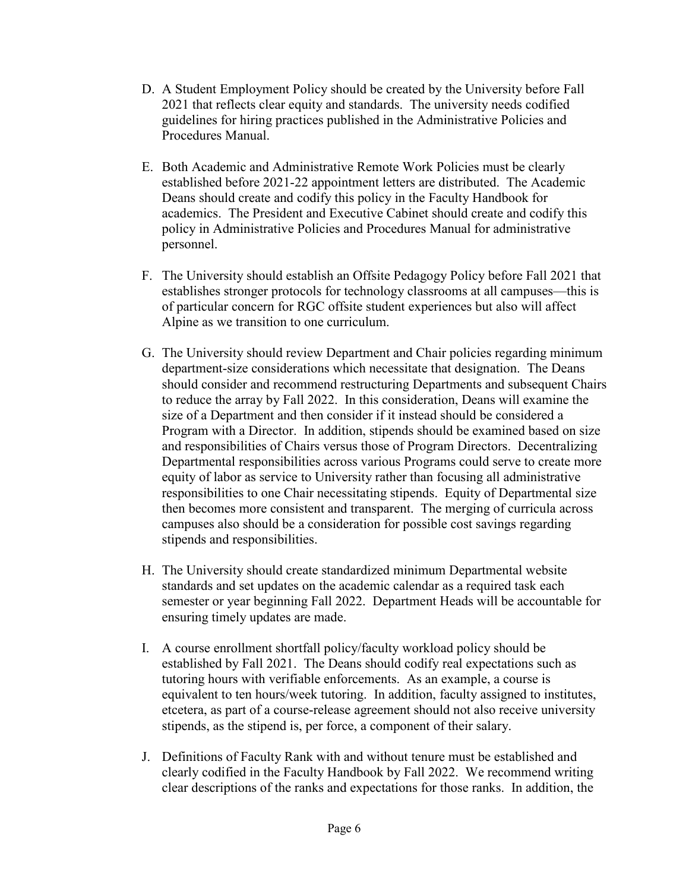D. A Student Employment Policy should be created by the University before Fall 2021 that reflects clear equity and standards. The university needs codified guidelines for hiring practices published in the Administrative Policies and Procedures Manual.

E. Both Academic and Administrative Remote Work Policies must be clearly established before 2021-22 appointment letters are distributed. The Academic Deans should create and codify this policy in the Faculty Handbook for academics. The President and Executive Cabinet should create and codify this policy in Administrative Policies and Procedures Manual for administrative personnel.

F. The University should establish an Offsite Pedagogy Policy before Fall 2021 that establishes stronger protocols for technology classrooms at all campuses—this is of particular concern for RGC offsite student experiences but also will affect Alpine as we transition to one curriculum.

G. The University should review Department and Chair policies regarding minimum department-size considerations which necessitate that designation. The Deans should consider and recommend restructuring Departments and subsequent Chairs to reduce the array by Fall 2022. In this consideration, Deans will examine the size of a Department and then consider if it instead should be considered a Program with a Director. In addition, stipends should be examined based on size and responsibilities of Chairs versus those of Program Directors. Decentralizing Departmental responsibilities across various Programs could serve to create more equity of labor as service to University rather than focusing all administrative responsibilities to one Chair necessitating stipends. Equity of Departmental size then becomes more consistent and transparent. The merging of curricula across campuses also should be a consideration for possible cost savings regarding stipends and responsibilities.

H. The University should create standardized minimum Departmental website standards and set updates on the academic calendar as a required task each semester or year beginning Fall 2022. Department Heads will be accountable for ensuring timely updates are made.

I. A course enrollment shortfall policy/faculty workload policy should be established by Fall 2021. The Deans should codify real expectations such as tutoring hours with verifiable enforcements. As an example, a course is equivalent to ten hours/week tutoring. In addition, faculty assigned to institutes, etcetera, as part of a course-release agreement should not also receive university stipends, as the stipend is, per force, a component of their salary.

J. Definitions of Faculty Rank with and without tenure must be established and clearly codified in the Faculty Handbook by Fall 2022. We recommend writing clear descriptions of the ranks and expectations for those ranks. In addition, the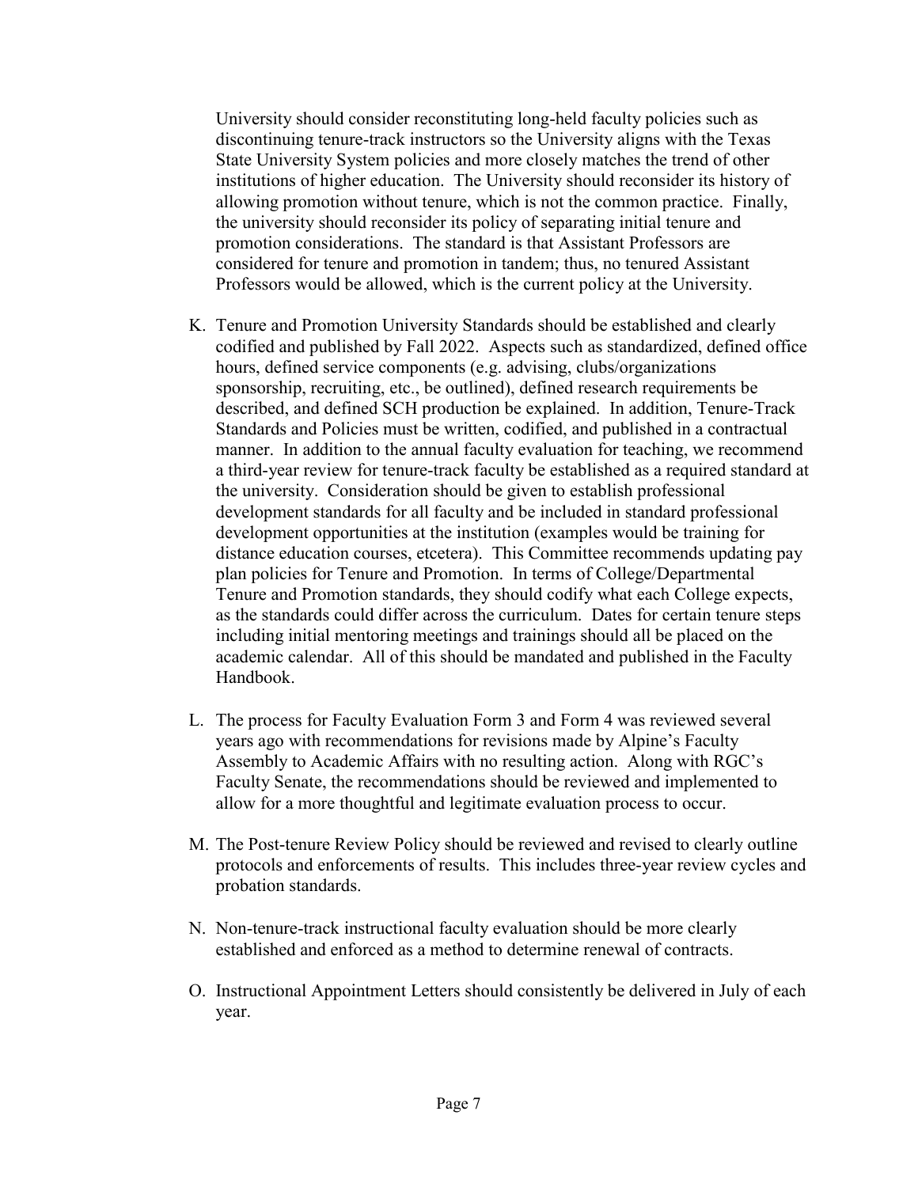University should consider reconstituting long-held faculty policies such as discontinuing tenure-track instructors so the University aligns with the Texas State University System policies and more closely matches the trend of other institutions of higher education. The University should reconsider its history of allowing promotion without tenure, which is not the common practice. Finally, the university should reconsider its policy of separating initial tenure and promotion considerations. The standard is that Assistant Professors are considered for tenure and promotion in tandem; thus, no tenured Assistant Professors would be allowed, which is the current policy at the University.

K. Tenure and Promotion University Standards should be established and clearly codified and published by Fall 2022. Aspects such as standardized, defined office hours, defined service components (e.g. advising, clubs/organizations sponsorship, recruiting, etc., be outlined), defined research requirements be described, and defined SCH production be explained. In addition, Tenure-Track Standards and Policies must be written, codified, and published in a contractual manner. In addition to the annual faculty evaluation for teaching, we recommend a third-year review for tenure-track faculty be established as a required standard at the university. Consideration should be given to establish professional development standards for all faculty and be included in standard professional development opportunities at the institution (examples would be training for distance education courses, etcetera). This Committee recommends updating pay plan policies for Tenure and Promotion. In terms of College/Departmental Tenure and Promotion standards, they should codify what each College expects, as the standards could differ across the curriculum. Dates for certain tenure steps including initial mentoring meetings and trainings should all be placed on the academic calendar. All of this should be mandated and published in the Faculty Handbook.

L. The process for Faculty Evaluation Form 3 and Form 4 was reviewed several years ago with recommendations for revisions made by Alpine's Faculty Assembly to Academic Affairs with no resulting action. Along with RGC's Faculty Senate, the recommendations should be reviewed and implemented to allow for a more thoughtful and legitimate evaluation process to occur.

M. The Post-tenure Review Policy should be reviewed and revised to clearly outline protocols and enforcements of results. This includes three-year review cycles and probation standards.

N. Non-tenure-track instructional faculty evaluation should be more clearly established and enforced as a method to determine renewal of contracts.

O. Instructional Appointment Letters should consistently be delivered in July of each year.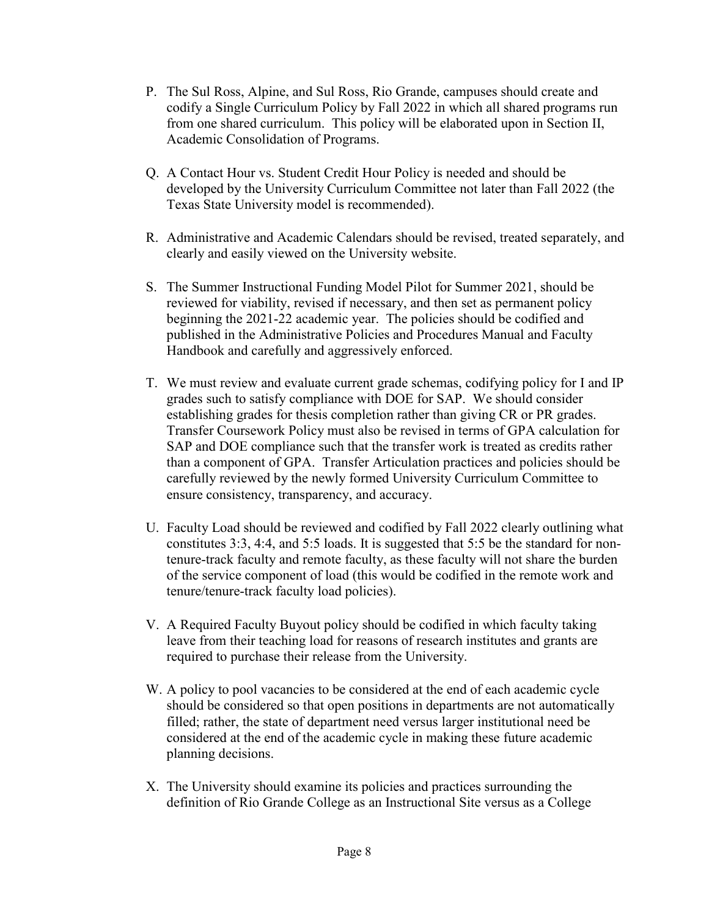P. The Sul Ross, Alpine, and Sul Ross, Rio Grande, campuses should create and codify a Single Curriculum Policy by Fall 2022 in which all shared programs run from one shared curriculum. This policy will be elaborated upon in Section II, Academic Consolidation of Programs.

Q. A Contact Hour vs. Student Credit Hour Policy is needed and should be developed by the University Curriculum Committee not later than Fall 2022 (the Texas State University model is recommended).

R. Administrative and Academic Calendars should be revised, treated separately, and clearly and easily viewed on the University website.

S. The Summer Instructional Funding Model Pilot for Summer 2021, should be reviewed for viability, revised if necessary, and then set as permanent policy beginning the 2021-22 academic year. The policies should be codified and published in the Administrative Policies and Procedures Manual and Faculty Handbook and carefully and aggressively enforced.

T. We must review and evaluate current grade schemas, codifying policy for I and IP grades such to satisfy compliance with DOE for SAP. We should consider establishing grades for thesis completion rather than giving CR or PR grades. Transfer Coursework Policy must also be revised in terms of GPA calculation for SAP and DOE compliance such that the transfer work is treated as credits rather than a component of GPA. Transfer Articulation practices and policies should be carefully reviewed by the newly formed University Curriculum Committee to ensure consistency, transparency, and accuracy.

U. Faculty Load should be reviewed and codified by Fall 2022 clearly outlining what constitutes 3:3, 4:4, and 5:5 loads. It is suggested that 5:5 be the standard for non-tenure-track faculty and remote faculty, as these faculty will not share the burden of the service component of load (this would be codified in the remote work and tenure/tenure-track faculty load policies).

V. A Required Faculty Buyout policy should be codified in which faculty taking leave from their teaching load for reasons of research institutes and grants are required to purchase their release from the University.

W. A policy to pool vacancies to be considered at the end of each academic cycle should be considered so that open positions in departments are not automatically filled; rather, the state of department need versus larger institutional need be considered at the end of the academic cycle in making these future academic planning decisions.

X. The University should examine its policies and practices surrounding the definition of Rio Grande College as an Instructional Site versus as a College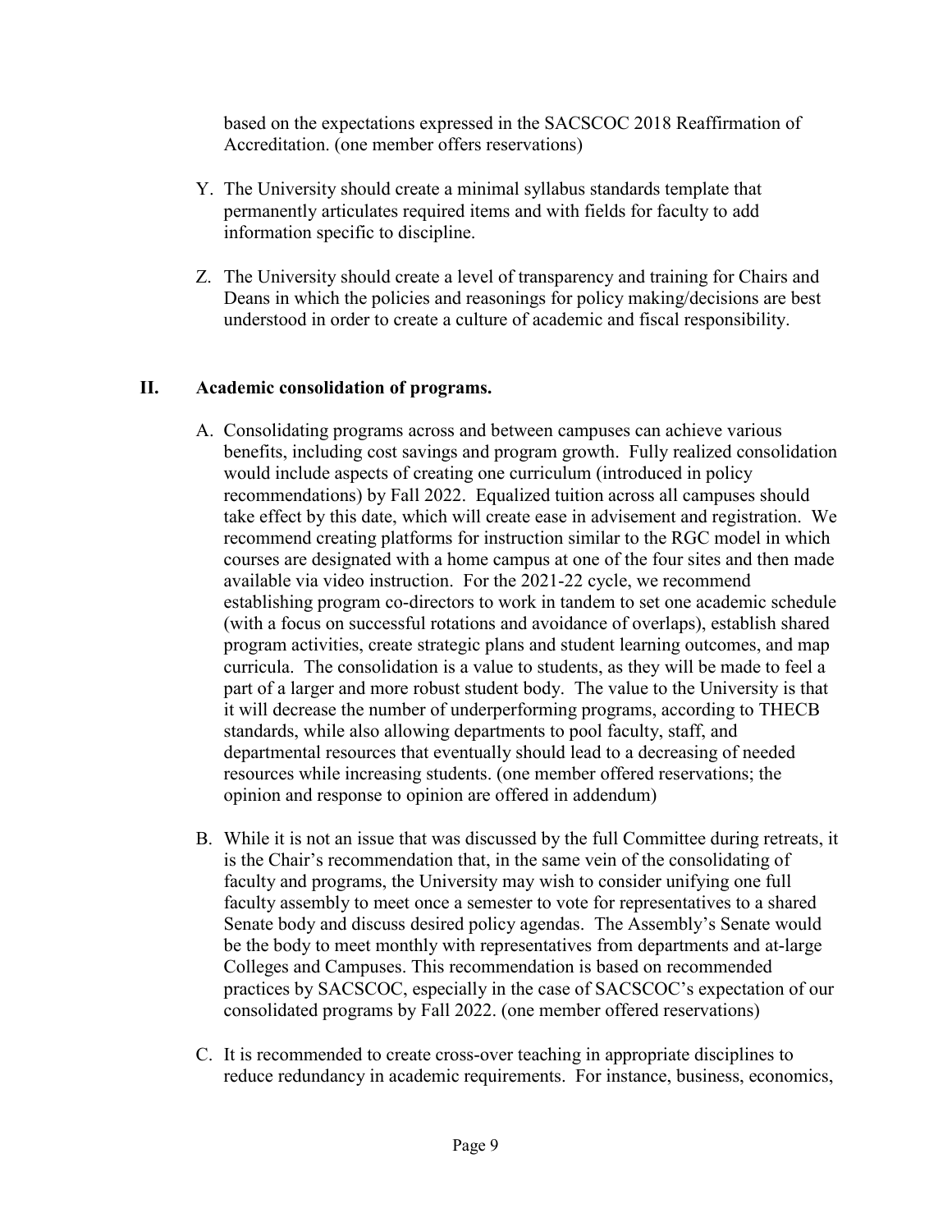based on the expectations expressed in the SACSCOC 2018 Reaffirmation of Accreditation. (one member offers reservations)

Y. The University should create a minimal syllabus standards template that permanently articulates required items and with fields for faculty to add information specific to discipline.

Z. The University should create a level of transparency and training for Chairs and Deans in which the policies and reasonings for policy making/decisions are best understood in order to create a culture of academic and fiscal responsibility.

## II. Academic consolidation of programs.

A. Consolidating programs across and between campuses can achieve various benefits, including cost savings and program growth. Fully realized consolidation would include aspects of creating one curriculum (introduced in policy recommendations) by Fall 2022. Equalized tuition across all campuses should take effect by this date, which will create ease in advisement and registration. We recommend creating platforms for instruction similar to the RGC model in which courses are designated with a home campus at one of the four sites and then made available via video instruction. For the 2021-22 cycle, we recommend establishing program co-directors to work in tandem to set one academic schedule (with a focus on successful rotations and avoidance of overlaps), establish shared program activities, create strategic plans and student learning outcomes, and map curricula. The consolidation is a value to students, as they will be made to feel a part of a larger and more robust student body. The value to the University is that it will decrease the number of underperforming programs, according to THECB standards, while also allowing departments to pool faculty, staff, and departmental resources that eventually should lead to a decreasing of needed resources while increasing students. (one member offered reservations; the opinion and response to opinion are offered in addendum)

B. While it is not an issue that was discussed by the full Committee during retreats, it is the Chair's recommendation that, in the same vein of the consolidating of faculty and programs, the University may wish to consider unifying one full faculty assembly to meet once a semester to vote for representatives to a shared Senate body and discuss desired policy agendas. The Assembly's Senate would be the body to meet monthly with representatives from departments and at-large Colleges and Campuses. This recommendation is based on recommended practices by SACSCOC, especially in the case of SACSCOC's expectation of our consolidated programs by Fall 2022. (one member offered reservations)

C. It is recommended to create cross-over teaching in appropriate disciplines to reduce redundancy in academic requirements. For instance, business, economics,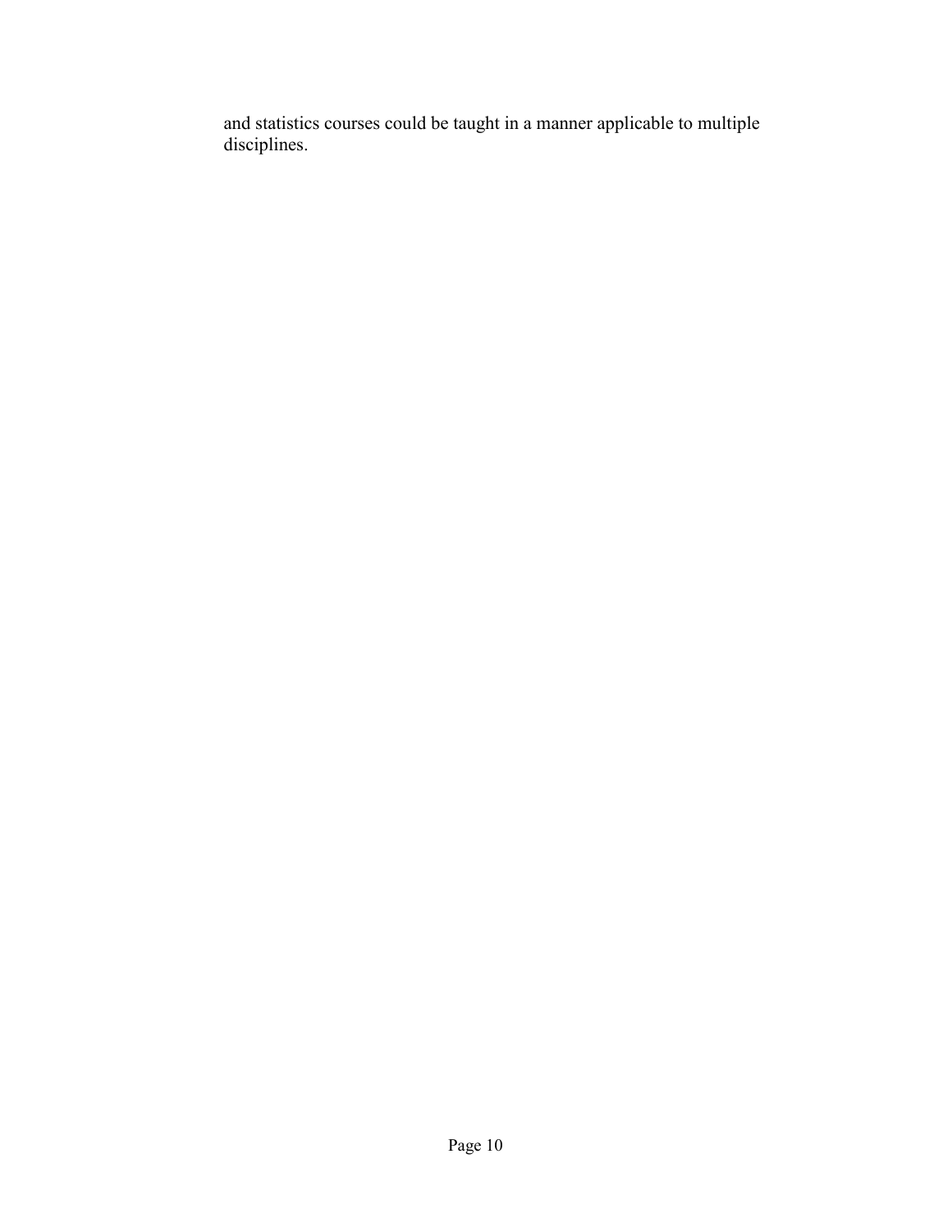and statistics courses could be taught in a manner applicable to multiple disciplines.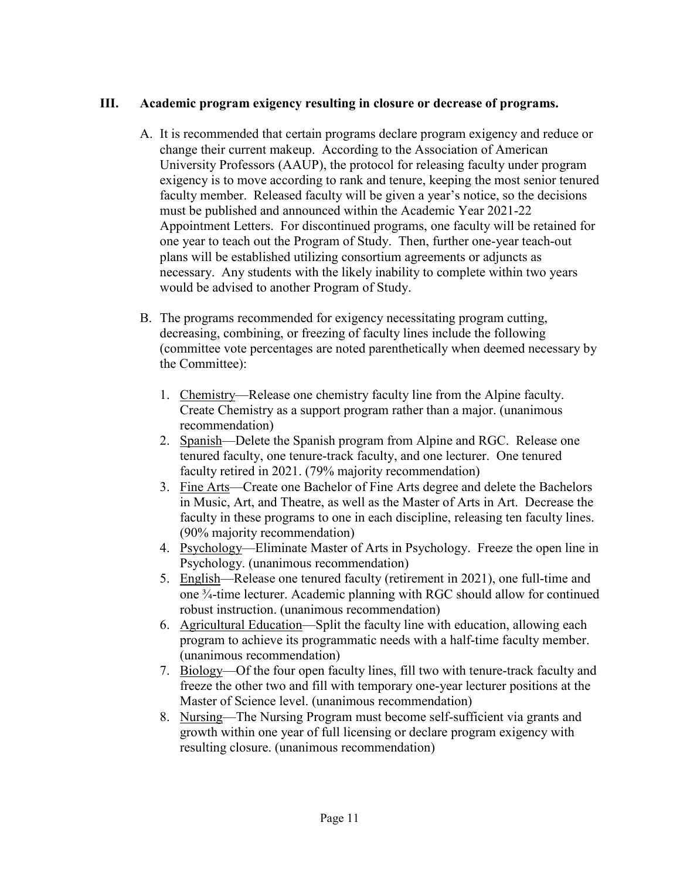## III. Academic program exigency resulting in closure or decrease of programs.

A. It is recommended that certain programs declare program exigency and reduce or change their current makeup. According to the Association of American University Professors (AAUP), the protocol for releasing faculty under program exigency is to move according to rank and tenure, keeping the most senior tenured faculty member. Released faculty will be given a year's notice, so the decisions must be published and announced within the Academic Year 2021-22 Appointment Letters. For discontinued programs, one faculty will be retained for one year to teach out the Program of Study. Then, further one-year teach-out plans will be established utilizing consortium agreements or adjuncts as necessary. Any students with the likely inability to complete within two years would be advised to another Program of Study.

B. The programs recommended for exigency necessitating program cutting, decreasing, combining, or freezing of faculty lines include the following (committee vote percentages are noted parenthetically when deemed necessary by the Committee):

1. <u>Chemistry</u>—Release one chemistry faculty line from the Alpine faculty. Create Chemistry as a support program rather than a major. (unanimous recommendation)
2. <u>Spanish</u>—Delete the Spanish program from Alpine and RGC. Release one tenured faculty, one tenure-track faculty, and one lecturer. One tenured faculty retired in 2021. (79% majority recommendation)
3. <u>Fine Arts</u>—Create one Bachelor of Fine Arts degree and delete the Bachelors in Music, Art, and Theatre, as well as the Master of Arts in Art. Decrease the faculty in these programs to one in each discipline, releasing ten faculty lines. (90% majority recommendation)
4. <u>Psychology</u>—Eliminate Master of Arts in Psychology. Freeze the open line in Psychology. (unanimous recommendation)
5. <u>English</u>—Release one tenured faculty (retirement in 2021), one full-time and one ¾-time lecturer. Academic planning with RGC should allow for continued robust instruction. (unanimous recommendation)
6. <u>Agricultural Education</u>—Split the faculty line with education, allowing each program to achieve its programmatic needs with a half-time faculty member. (unanimous recommendation)
7. <u>Biology</u>—Of the four open faculty lines, fill two with tenure-track faculty and freeze the other two and fill with temporary one-year lecturer positions at the Master of Science level. (unanimous recommendation)
8. <u>Nursing</u>—The Nursing Program must become self-sufficient via grants and growth within one year of full licensing or declare program exigency with resulting closure. (unanimous recommendation)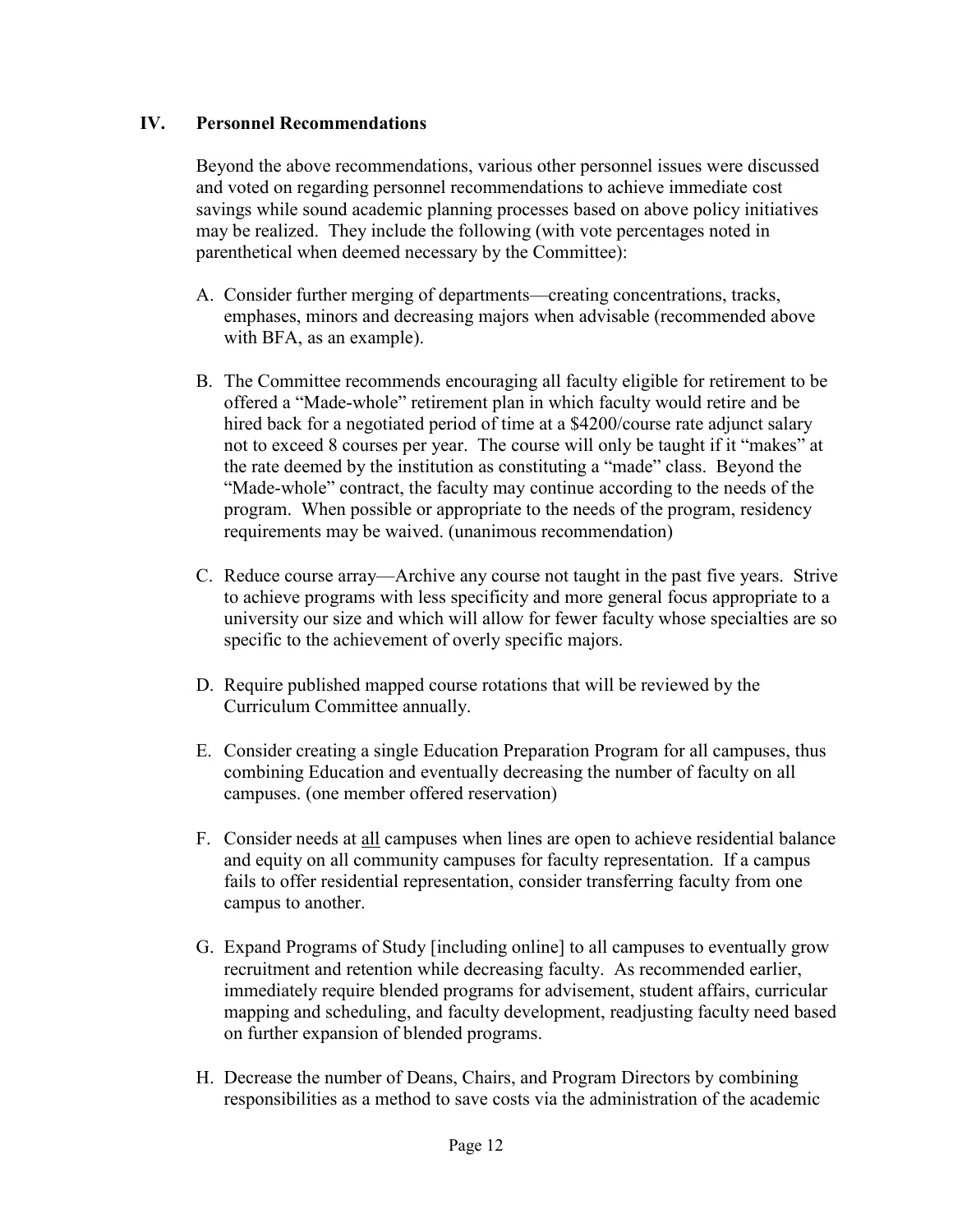## IV. Personnel Recommendations

Beyond the above recommendations, various other personnel issues were discussed and voted on regarding personnel recommendations to achieve immediate cost savings while sound academic planning processes based on above policy initiatives may be realized. They include the following (with vote percentages noted in parenthetical when deemed necessary by the Committee):

A. Consider further merging of departments—creating concentrations, tracks, emphases, minors and decreasing majors when advisable (recommended above with BFA, as an example).

B. The Committee recommends encouraging all faculty eligible for retirement to be offered a "Made-whole" retirement plan in which faculty would retire and be hired back for a negotiated period of time at a $4200/course rate adjunct salary not to exceed 8 courses per year. The course will only be taught if it "makes" at the rate deemed by the institution as constituting a "made" class. Beyond the "Made-whole" contract, the faculty may continue according to the needs of the program. When possible or appropriate to the needs of the program, residency requirements may be waived. (unanimous recommendation)

C. Reduce course array—Archive any course not taught in the past five years. Strive to achieve programs with less specificity and more general focus appropriate to a university our size and which will allow for fewer faculty whose specialties are so specific to the achievement of overly specific majors.

D. Require published mapped course rotations that will be reviewed by the Curriculum Committee annually.

E. Consider creating a single Education Preparation Program for all campuses, thus combining Education and eventually decreasing the number of faculty on all campuses. (one member offered reservation)

F. Consider needs at <u>all</u> campuses when lines are open to achieve residential balance and equity on all community campuses for faculty representation. If a campus fails to offer residential representation, consider transferring faculty from one campus to another.

G. Expand Programs of Study [including online] to all campuses to eventually grow recruitment and retention while decreasing faculty. As recommended earlier, immediately require blended programs for advisement, student affairs, curricular mapping and scheduling, and faculty development, readjusting faculty need based on further expansion of blended programs.

H. Decrease the number of Deans, Chairs, and Program Directors by combining responsibilities as a method to save costs via the administration of the academic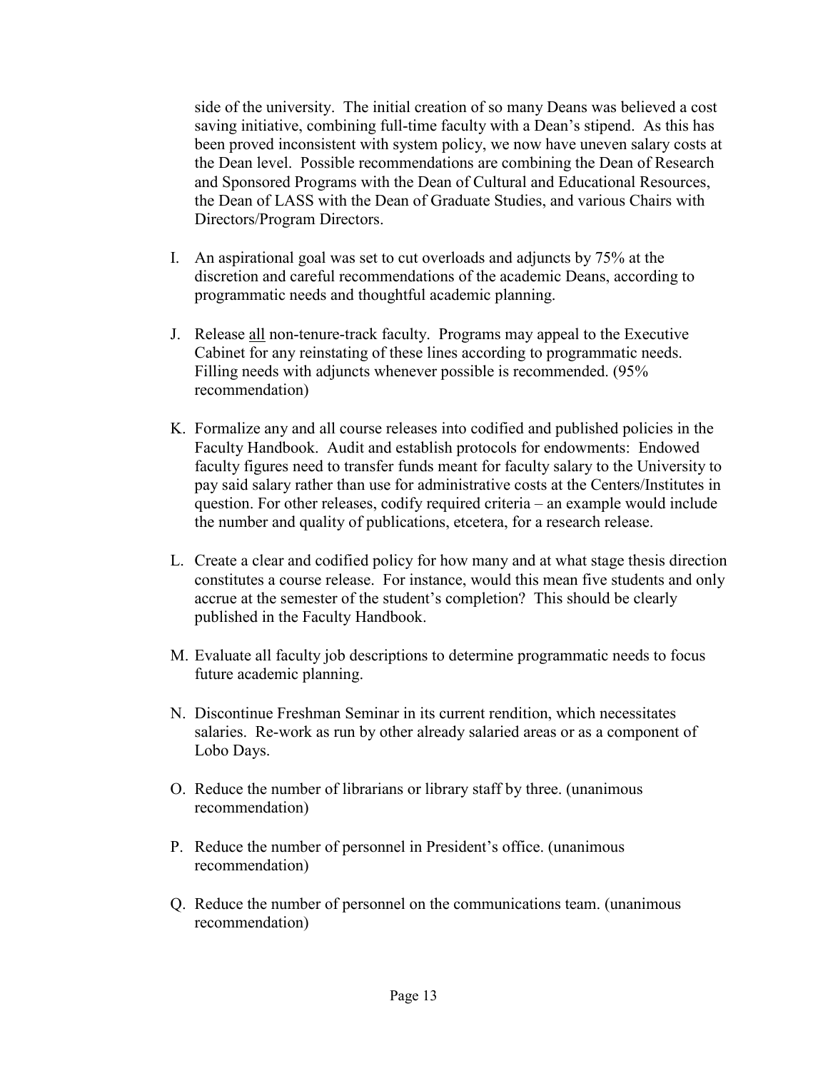side of the university. The initial creation of so many Deans was believed a cost saving initiative, combining full-time faculty with a Dean's stipend. As this has been proved inconsistent with system policy, we now have uneven salary costs at the Dean level. Possible recommendations are combining the Dean of Research and Sponsored Programs with the Dean of Cultural and Educational Resources, the Dean of LASS with the Dean of Graduate Studies, and various Chairs with Directors/Program Directors.

I. An aspirational goal was set to cut overloads and adjuncts by 75% at the discretion and careful recommendations of the academic Deans, according to programmatic needs and thoughtful academic planning.

J. Release <u>all</u> non-tenure-track faculty. Programs may appeal to the Executive Cabinet for any reinstating of these lines according to programmatic needs. Filling needs with adjuncts whenever possible is recommended. (95% recommendation)

K. Formalize any and all course releases into codified and published policies in the Faculty Handbook. Audit and establish protocols for endowments: Endowed faculty figures need to transfer funds meant for faculty salary to the University to pay said salary rather than use for administrative costs at the Centers/Institutes in question. For other releases, codify required criteria – an example would include the number and quality of publications, etcetera, for a research release.

L. Create a clear and codified policy for how many and at what stage thesis direction constitutes a course release. For instance, would this mean five students and only accrue at the semester of the student's completion? This should be clearly published in the Faculty Handbook.

M. Evaluate all faculty job descriptions to determine programmatic needs to focus future academic planning.

N. Discontinue Freshman Seminar in its current rendition, which necessitates salaries. Re-work as run by other already salaried areas or as a component of Lobo Days.

O. Reduce the number of librarians or library staff by three. (unanimous recommendation)

P. Reduce the number of personnel in President's office. (unanimous recommendation)

Q. Reduce the number of personnel on the communications team. (unanimous recommendation)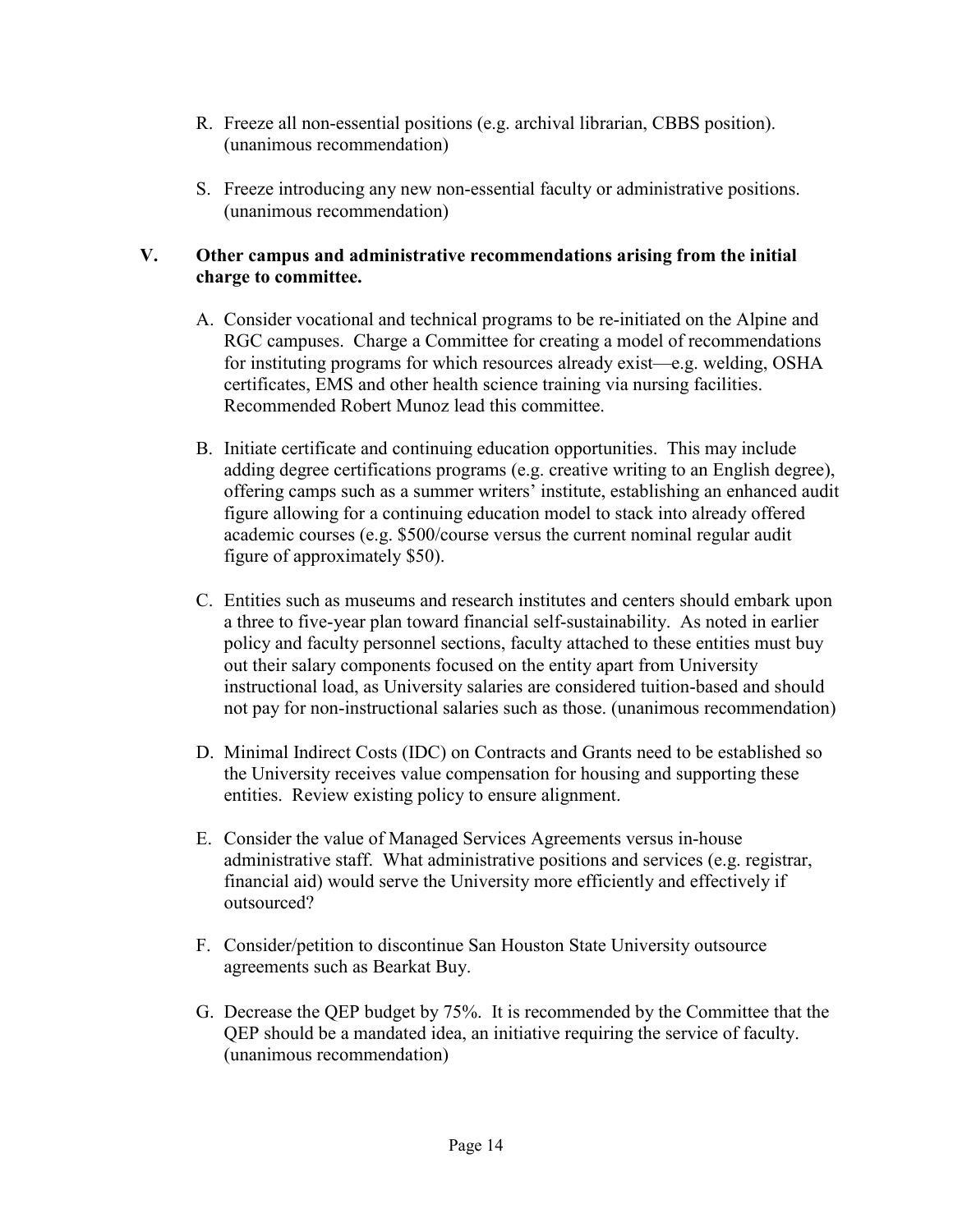R. Freeze all non-essential positions (e.g. archival librarian, CBBS position). (unanimous recommendation)

S. Freeze introducing any new non-essential faculty or administrative positions. (unanimous recommendation)

## V. Other campus and administrative recommendations arising from the initial charge to committee.

A. Consider vocational and technical programs to be re-initiated on the Alpine and RGC campuses. Charge a Committee for creating a model of recommendations for instituting programs for which resources already exist—e.g. welding, OSHA certificates, EMS and other health science training via nursing facilities. Recommended Robert Munoz lead this committee.

B. Initiate certificate and continuing education opportunities. This may include adding degree certifications programs (e.g. creative writing to an English degree), offering camps such as a summer writers' institute, establishing an enhanced audit figure allowing for a continuing education model to stack into already offered academic courses (e.g. $500/course versus the current nominal regular audit figure of approximately $50).

C. Entities such as museums and research institutes and centers should embark upon a three to five-year plan toward financial self-sustainability. As noted in earlier policy and faculty personnel sections, faculty attached to these entities must buy out their salary components focused on the entity apart from University instructional load, as University salaries are considered tuition-based and should not pay for non-instructional salaries such as those. (unanimous recommendation)

D. Minimal Indirect Costs (IDC) on Contracts and Grants need to be established so the University receives value compensation for housing and supporting these entities. Review existing policy to ensure alignment.

E. Consider the value of Managed Services Agreements versus in-house administrative staff. What administrative positions and services (e.g. registrar, financial aid) would serve the University more efficiently and effectively if outsourced?

F. Consider/petition to discontinue San Houston State University outsource agreements such as Bearkat Buy.

G. Decrease the QEP budget by 75%. It is recommended by the Committee that the QEP should be a mandated idea, an initiative requiring the service of faculty. (unanimous recommendation)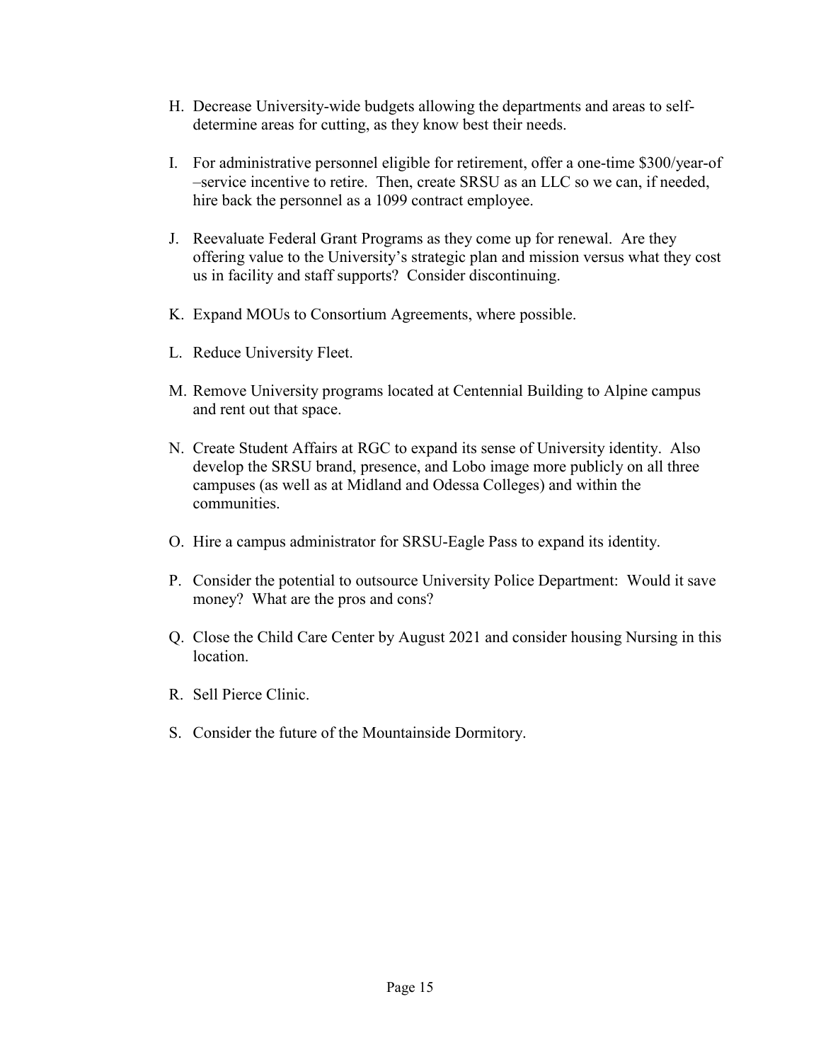H. Decrease University-wide budgets allowing the departments and areas to self-determine areas for cutting, as they know best their needs.

I. For administrative personnel eligible for retirement, offer a one-time $300/year-of –service incentive to retire. Then, create SRSU as an LLC so we can, if needed, hire back the personnel as a 1099 contract employee.

J. Reevaluate Federal Grant Programs as they come up for renewal. Are they offering value to the University's strategic plan and mission versus what they cost us in facility and staff supports? Consider discontinuing.

K. Expand MOUs to Consortium Agreements, where possible.

L. Reduce University Fleet.

M. Remove University programs located at Centennial Building to Alpine campus and rent out that space.

N. Create Student Affairs at RGC to expand its sense of University identity. Also develop the SRSU brand, presence, and Lobo image more publicly on all three campuses (as well as at Midland and Odessa Colleges) and within the communities.

O. Hire a campus administrator for SRSU-Eagle Pass to expand its identity.

P. Consider the potential to outsource University Police Department: Would it save money? What are the pros and cons?

Q. Close the Child Care Center by August 2021 and consider housing Nursing in this location.

R. Sell Pierce Clinic.

S. Consider the future of the Mountainside Dormitory.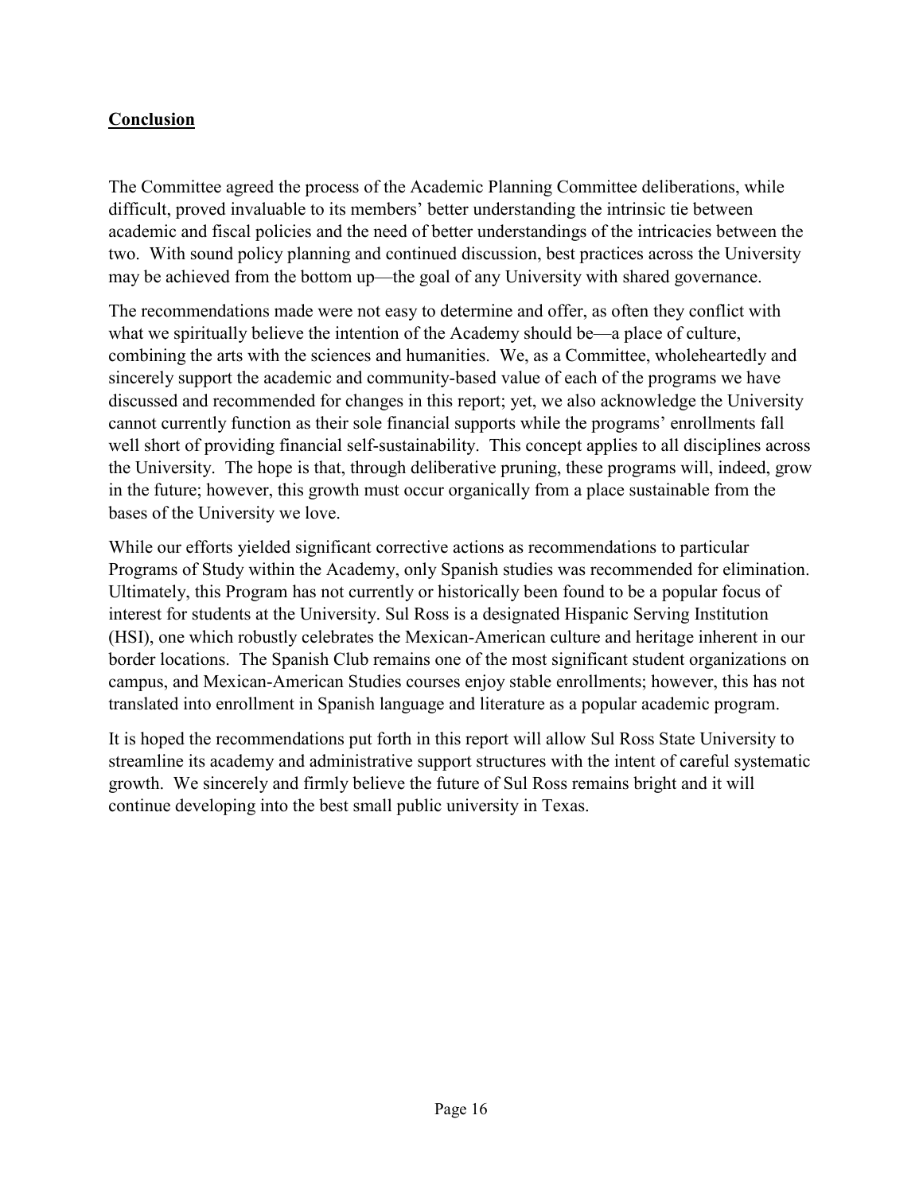## Conclusion

The Committee agreed the process of the Academic Planning Committee deliberations, while difficult, proved invaluable to its members' better understanding the intrinsic tie between academic and fiscal policies and the need of better understandings of the intricacies between the two. With sound policy planning and continued discussion, best practices across the University may be achieved from the bottom up—the goal of any University with shared governance.

The recommendations made were not easy to determine and offer, as often they conflict with what we spiritually believe the intention of the Academy should be—a place of culture, combining the arts with the sciences and humanities. We, as a Committee, wholeheartedly and sincerely support the academic and community-based value of each of the programs we have discussed and recommended for changes in this report; yet, we also acknowledge the University cannot currently function as their sole financial supports while the programs' enrollments fall well short of providing financial self-sustainability. This concept applies to all disciplines across the University. The hope is that, through deliberative pruning, these programs will, indeed, grow in the future; however, this growth must occur organically from a place sustainable from the bases of the University we love.

While our efforts yielded significant corrective actions as recommendations to particular Programs of Study within the Academy, only Spanish studies was recommended for elimination. Ultimately, this Program has not currently or historically been found to be a popular focus of interest for students at the University. Sul Ross is a designated Hispanic Serving Institution (HSI), one which robustly celebrates the Mexican-American culture and heritage inherent in our border locations. The Spanish Club remains one of the most significant student organizations on campus, and Mexican-American Studies courses enjoy stable enrollments; however, this has not translated into enrollment in Spanish language and literature as a popular academic program.

It is hoped the recommendations put forth in this report will allow Sul Ross State University to streamline its academy and administrative support structures with the intent of careful systematic growth. We sincerely and firmly believe the future of Sul Ross remains bright and it will continue developing into the best small public university in Texas.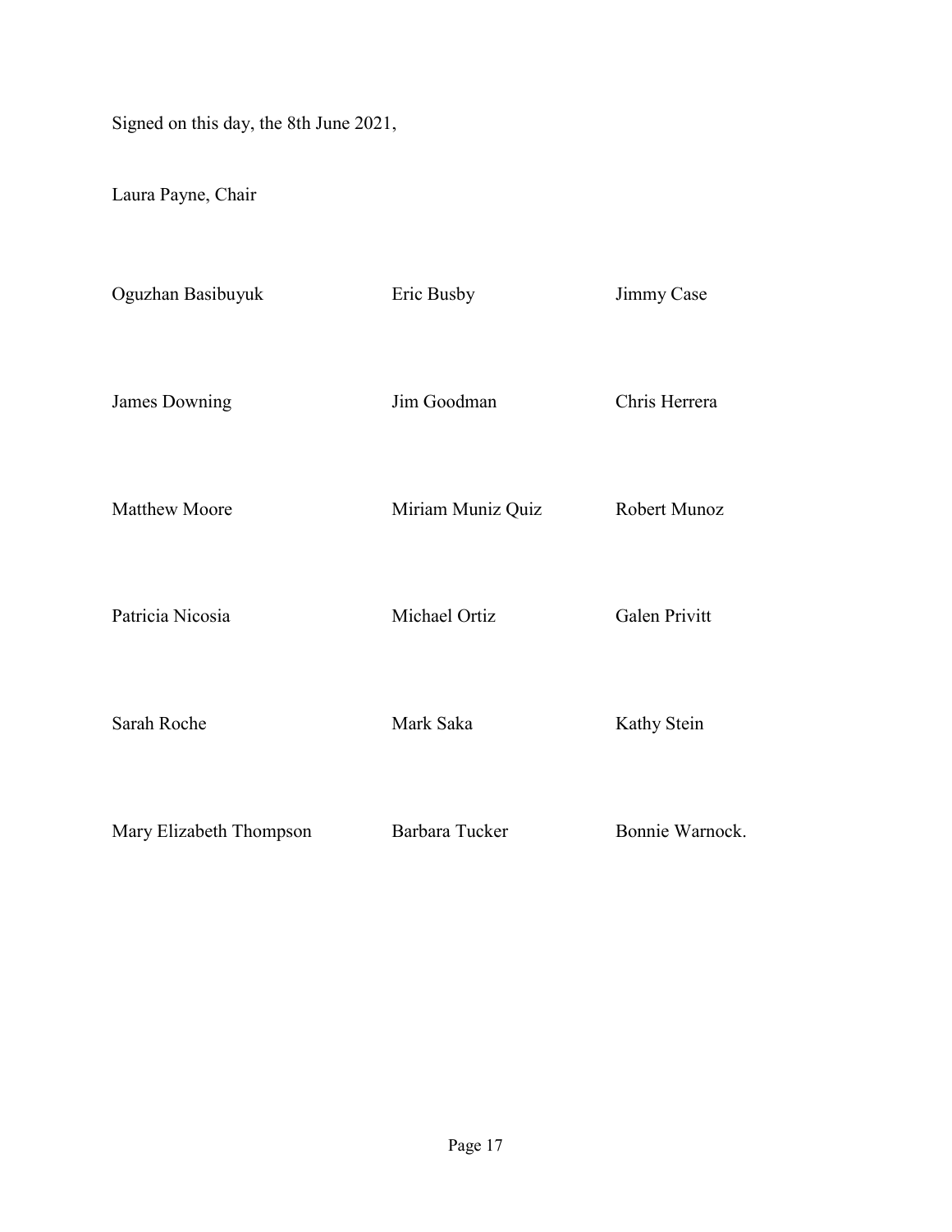Signed on this day, the 8th June 2021,

Laura Payne, Chair

| | | |
|---|---|---|
| Oguzhan Basibuyuk | Eric Busby | Jimmy Case |
| James Downing | Jim Goodman | Chris Herrera |
| Matthew Moore | Miriam Muniz Quiz | Robert Munoz |
| Patricia Nicosia | Michael Ortiz | Galen Privitt |
| Sarah Roche | Mark Saka | Kathy Stein |
| Mary Elizabeth Thompson | Barbara Tucker | Bonnie Warnock. |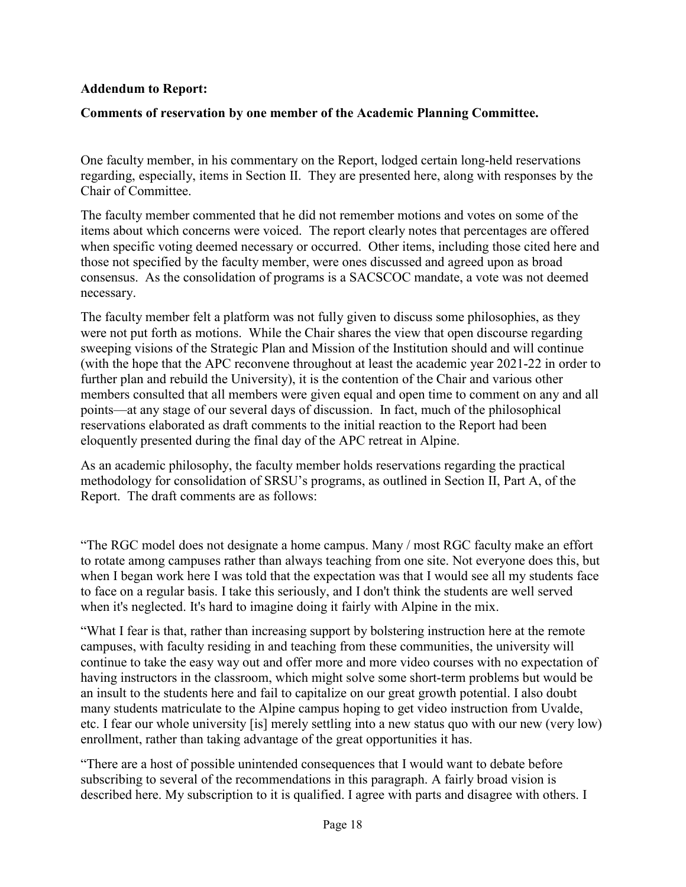**Addendum to Report:**

**Comments of reservation by one member of the Academic Planning Committee.**

One faculty member, in his commentary on the Report, lodged certain long-held reservations regarding, especially, items in Section II. They are presented here, along with responses by the Chair of Committee.

The faculty member commented that he did not remember motions and votes on some of the items about which concerns were voiced. The report clearly notes that percentages are offered when specific voting deemed necessary or occurred. Other items, including those cited here and those not specified by the faculty member, were ones discussed and agreed upon as broad consensus. As the consolidation of programs is a SACSCOC mandate, a vote was not deemed necessary.

The faculty member felt a platform was not fully given to discuss some philosophies, as they were not put forth as motions. While the Chair shares the view that open discourse regarding sweeping visions of the Strategic Plan and Mission of the Institution should and will continue (with the hope that the APC reconvene throughout at least the academic year 2021-22 in order to further plan and rebuild the University), it is the contention of the Chair and various other members consulted that all members were given equal and open time to comment on any and all points—at any stage of our several days of discussion. In fact, much of the philosophical reservations elaborated as draft comments to the initial reaction to the Report had been eloquently presented during the final day of the APC retreat in Alpine.

As an academic philosophy, the faculty member holds reservations regarding the practical methodology for consolidation of SRSU's programs, as outlined in Section II, Part A, of the Report. The draft comments are as follows:

"The RGC model does not designate a home campus. Many / most RGC faculty make an effort to rotate among campuses rather than always teaching from one site. Not everyone does this, but when I began work here I was told that the expectation was that I would see all my students face to face on a regular basis. I take this seriously, and I don't think the students are well served when it's neglected. It's hard to imagine doing it fairly with Alpine in the mix.

"What I fear is that, rather than increasing support by bolstering instruction here at the remote campuses, with faculty residing in and teaching from these communities, the university will continue to take the easy way out and offer more and more video courses with no expectation of having instructors in the classroom, which might solve some short-term problems but would be an insult to the students here and fail to capitalize on our great growth potential. I also doubt many students matriculate to the Alpine campus hoping to get video instruction from Uvalde, etc. I fear our whole university [is] merely settling into a new status quo with our new (very low) enrollment, rather than taking advantage of the great opportunities it has.

"There are a host of possible unintended consequences that I would want to debate before subscribing to several of the recommendations in this paragraph. A fairly broad vision is described here. My subscription to it is qualified. I agree with parts and disagree with others. I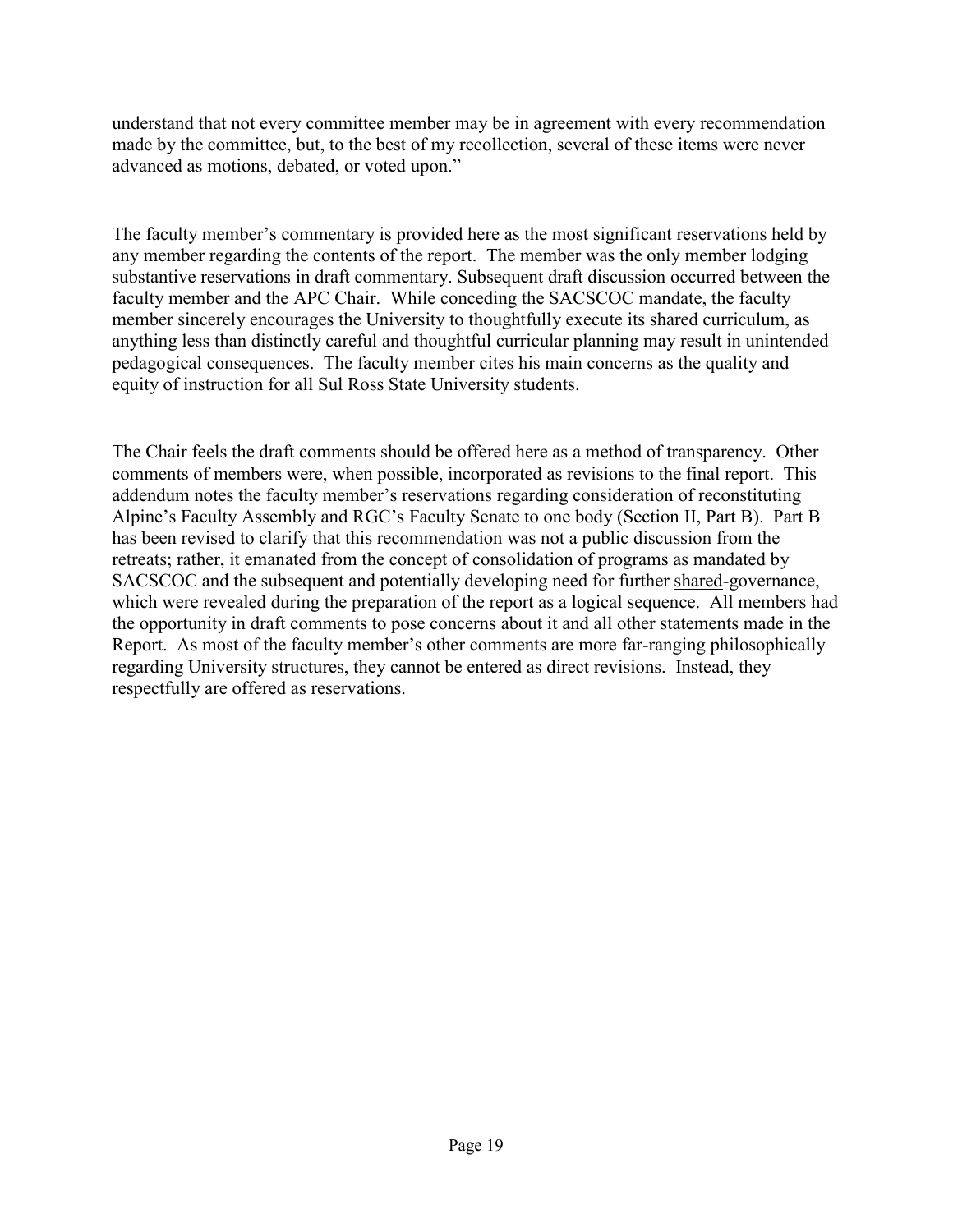understand that not every committee member may be in agreement with every recommendation made by the committee, but, to the best of my recollection, several of these items were never advanced as motions, debated, or voted upon."

The faculty member's commentary is provided here as the most significant reservations held by any member regarding the contents of the report. The member was the only member lodging substantive reservations in draft commentary. Subsequent draft discussion occurred between the faculty member and the APC Chair. While conceding the SACSCOC mandate, the faculty member sincerely encourages the University to thoughtfully execute its shared curriculum, as anything less than distinctly careful and thoughtful curricular planning may result in unintended pedagogical consequences. The faculty member cites his main concerns as the quality and equity of instruction for all Sul Ross State University students.

The Chair feels the draft comments should be offered here as a method of transparency. Other comments of members were, when possible, incorporated as revisions to the final report. This addendum notes the faculty member's reservations regarding consideration of reconstituting Alpine's Faculty Assembly and RGC's Faculty Senate to one body (Section II, Part B). Part B has been revised to clarify that this recommendation was not a public discussion from the retreats; rather, it emanated from the concept of consolidation of programs as mandated by SACSCOC and the subsequent and potentially developing need for further shared-governance, which were revealed during the preparation of the report as a logical sequence. All members had the opportunity in draft comments to pose concerns about it and all other statements made in the Report. As most of the faculty member's other comments are more far-ranging philosophically regarding University structures, they cannot be entered as direct revisions. Instead, they respectfully are offered as reservations.